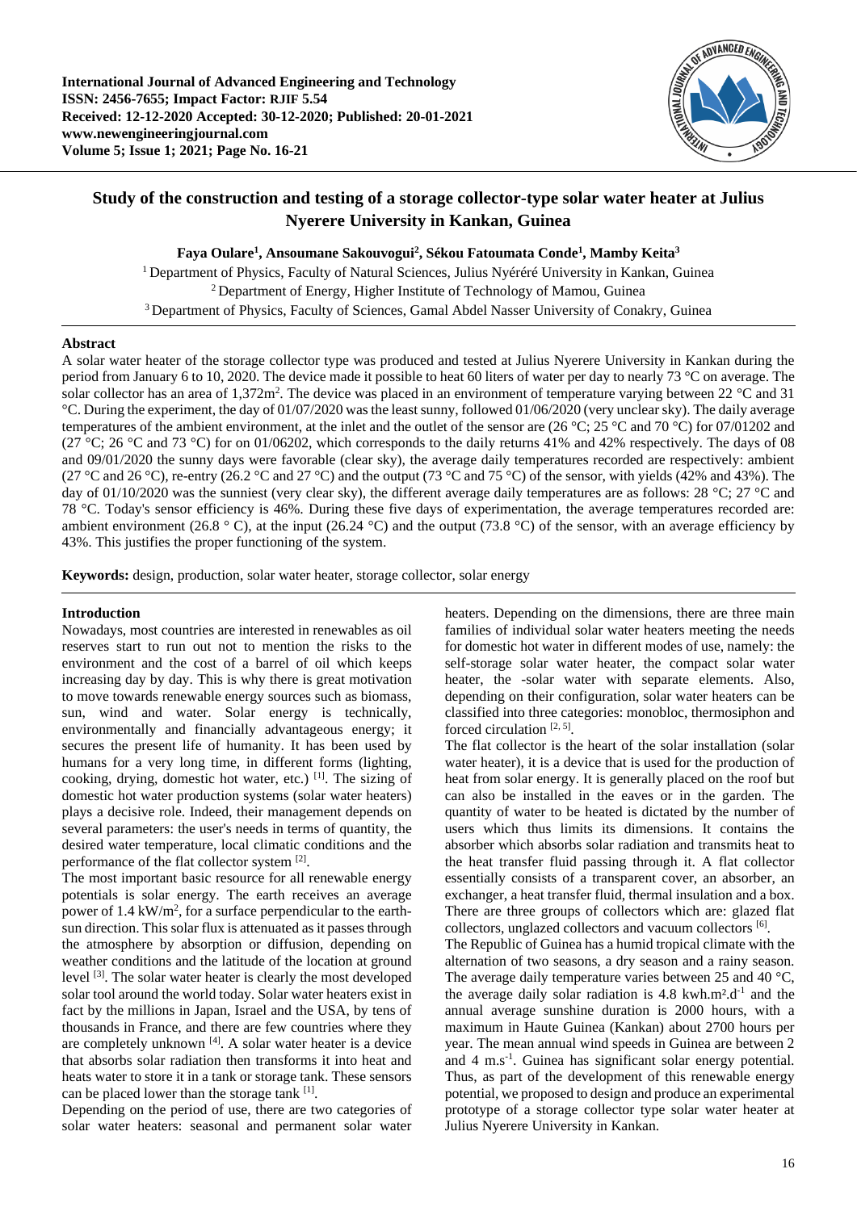International Journal of Advanced Engineering and Technology
ISSN: 2456-7655; Impact Factor: RJIF 5.54
Received: 12-12-2020 Accepted: 30-12-2020; Published: 20-01-2021
www.newengineeringjournal.com
Volume 5; Issue 1; 2021; Page No. 16-21

# Study of the construction and testing of a storage collector-type solar water heater at Julius Nyerere University in Kankan, Guinea

**Faya Oulare[1], Ansoumane Sakouvogui[2], Sékou Fatoumata Conde[1], Mamby Keita[3]**

[1] Department of Physics, Faculty of Natural Sciences, Julius Nyéréré University in Kankan, Guinea
[2] Department of Energy, Higher Institute of Technology of Mamou, Guinea
[3] Department of Physics, Faculty of Sciences, Gamal Abdel Nasser University of Conakry, Guinea

## Abstract

A solar water heater of the storage collector type was produced and tested at Julius Nyerere University in Kankan during the period from January 6 to 10, 2020. The device made it possible to heat 60 liters of water per day to nearly 73 °C on average. The solar collector has an area of 1,372m². The device was placed in an environment of temperature varying between 22 °C and 31 °C. During the experiment, the day of 01/07/2020 was the least sunny, followed 01/06/2020 (very unclear sky). The daily average temperatures of the ambient environment, at the inlet and the outlet of the sensor are (26 °C; 25 °C and 70 °C) for 07/01202 and (27 °C; 26 °C and 73 °C) for on 01/06202, which corresponds to the daily returns 41% and 42% respectively. The days of 08 and 09/01/2020 the sunny days were favorable (clear sky), the average daily temperatures recorded are respectively: ambient (27 °C and 26 °C), re-entry (26.2 °C and 27 °C) and the output (73 °C and 75 °C) of the sensor, with yields (42% and 43%). The day of 01/10/2020 was the sunniest (very clear sky), the different average daily temperatures are as follows: 28 °C; 27 °C and 78 °C. Today's sensor efficiency is 46%. During these five days of experimentation, the average temperatures recorded are: ambient environment (26.8 ° C), at the input (26.24 °C) and the output (73.8 °C) of the sensor, with an average efficiency by 43%. This justifies the proper functioning of the system.

**Keywords:** design, production, solar water heater, storage collector, solar energy

## Introduction

Nowadays, most countries are interested in renewables as oil reserves start to run out not to mention the risks to the environment and the cost of a barrel of oil which keeps increasing day by day. This is why there is great motivation to move towards renewable energy sources such as biomass, sun, wind and water. Solar energy is technically, environmentally and financially advantageous energy; it secures the present life of humanity. It has been used by humans for a very long time, in different forms (lighting, cooking, drying, domestic hot water, etc.) [1]. The sizing of domestic hot water production systems (solar water heaters) plays a decisive role. Indeed, their management depends on several parameters: the user's needs in terms of quantity, the desired water temperature, local climatic conditions and the performance of the flat collector system [2].

The most important basic resource for all renewable energy potentials is solar energy. The earth receives an average power of 1.4 kW/m², for a surface perpendicular to the earth-sun direction. This solar flux is attenuated as it passes through the atmosphere by absorption or diffusion, depending on weather conditions and the latitude of the location at ground level [3]. The solar water heater is clearly the most developed solar tool around the world today. Solar water heaters exist in fact by the millions in Japan, Israel and the USA, by tens of thousands in France, and there are few countries where they are completely unknown [4]. A solar water heater is a device that absorbs solar radiation then transforms it into heat and heats water to store it in a tank or storage tank. These sensors can be placed lower than the storage tank [1].

Depending on the period of use, there are two categories of solar water heaters: seasonal and permanent solar water heaters. Depending on the dimensions, there are three main families of individual solar water heaters meeting the needs for domestic hot water in different modes of use, namely: the self-storage solar water heater, the compact solar water heater, the -solar water with separate elements. Also, depending on their configuration, solar water heaters can be classified into three categories: monobloc, thermosiphon and forced circulation [2, 5].

The flat collector is the heart of the solar installation (solar water heater), it is a device that is used for the production of heat from solar energy. It is generally placed on the roof but can also be installed in the eaves or in the garden. The quantity of water to be heated is dictated by the number of users which thus limits its dimensions. It contains the absorber which absorbs solar radiation and transmits heat to the heat transfer fluid passing through it. A flat collector essentially consists of a transparent cover, an absorber, an exchanger, a heat transfer fluid, thermal insulation and a box. There are three groups of collectors which are: glazed flat collectors, unglazed collectors and vacuum collectors [6].

The Republic of Guinea has a humid tropical climate with the alternation of two seasons, a dry season and a rainy season. The average daily temperature varies between 25 and 40 °C, the average daily solar radiation is 4.8 kwh.m².d$^{-1}$ and the annual average sunshine duration is 2000 hours, with a maximum in Haute Guinea (Kankan) about 2700 hours per year. The mean annual wind speeds in Guinea are between 2 and 4 m.s$^{-1}$. Guinea has significant solar energy potential. Thus, as part of the development of this renewable energy potential, we proposed to design and produce an experimental prototype of a storage collector type solar water heater at Julius Nyerere University in Kankan.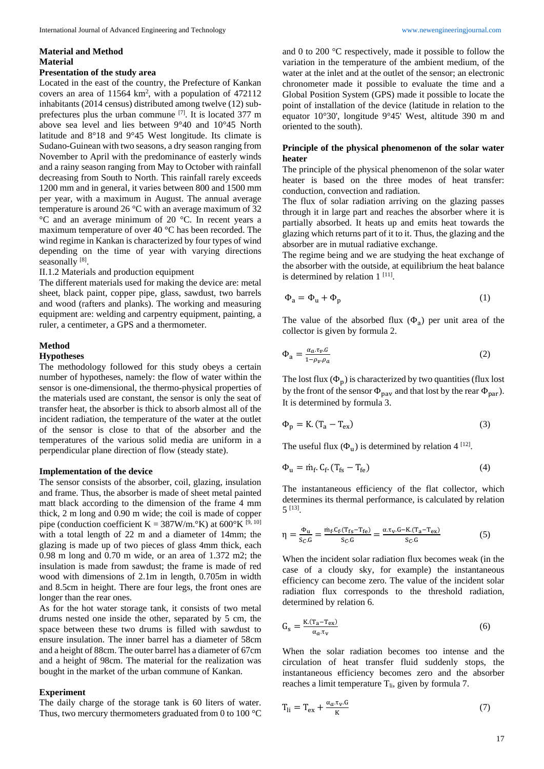## Material and Method

### Material

#### Presentation of the study area

Located in the east of the country, the Prefecture of Kankan covers an area of 11564 km$^2$, with a population of 472112 inhabitants (2014 census) distributed among twelve (12) sub-prefectures plus the urban commune [7]. It is located 377 m above sea level and lies between 9°40 and 10°45 North latitude and 8°18 and 9°45 West longitude. Its climate is Sudano-Guinean with two seasons, a dry season ranging from November to April with the predominance of easterly winds and a rainy season ranging from May to October with rainfall decreasing from South to North. This rainfall rarely exceeds 1200 mm and in general, it varies between 800 and 1500 mm per year, with a maximum in August. The annual average temperature is around 26 °C with an average maximum of 32 °C and an average minimum of 20 °C. In recent years a maximum temperature of over 40 °C has been recorded. The wind regime in Kankan is characterized by four types of wind depending on the time of year with varying directions seasonally [8].

II.1.2 Materials and production equipment

The different materials used for making the device are: metal sheet, black paint, copper pipe, glass, sawdust, two barrels and wood (rafters and planks). The working and measuring equipment are: welding and carpentry equipment, painting, a ruler, a centimeter, a GPS and a thermometer.

### Method

#### Hypotheses

The methodology followed for this study obeys a certain number of hypotheses, namely: the flow of water within the sensor is one-dimensional, the thermo-physical properties of the materials used are constant, the sensor is only the seat of transfer heat, the absorber is thick to absorb almost all of the incident radiation, the temperature of the water at the outlet of the sensor is close to that of the absorber and the temperatures of the various solid media are uniform in a perpendicular plane direction of flow (steady state).

#### Implementation of the device

The sensor consists of the absorber, coil, glazing, insulation and frame. Thus, the absorber is made of sheet metal painted matt black according to the dimension of the frame 4 mm thick, 2 m long and 0.90 m wide; the coil is made of copper pipe (conduction coefficient K = 387W/m.°K) at 600°K [9, 10] with a total length of 22 m and a diameter of 14mm; the glazing is made up of two pieces of glass 4mm thick, each 0.98 m long and 0.70 m wide, or an area of 1.372 m2; the insulation is made from sawdust; the frame is made of red wood with dimensions of 2.1m in length, 0.705m in width and 8.5cm in height. There are four legs, the front ones are longer than the rear ones.

As for the hot water storage tank, it consists of two metal drums nested one inside the other, separated by 5 cm, the space between these two drums is filled with sawdust to ensure insulation. The inner barrel has a diameter of 58cm and a height of 88cm. The outer barrel has a diameter of 67cm and a height of 98cm. The material for the realization was bought in the market of the urban commune of Kankan.

#### Experiment

The daily charge of the storage tank is 60 liters of water. Thus, two mercury thermometers graduated from 0 to 100 °C and 0 to 200 °C respectively, made it possible to follow the variation in the temperature of the ambient medium, of the water at the inlet and at the outlet of the sensor; an electronic chronometer made it possible to evaluate the time and a Global Position System (GPS) made it possible to locate the point of installation of the device (latitude in relation to the equator 10°30', longitude 9°45' West, altitude 390 m and oriented to the south).

#### Principle of the physical phenomenon of the solar water heater

The principle of the physical phenomenon of the solar water heater is based on the three modes of heat transfer: conduction, convection and radiation.

The flux of solar radiation arriving on the glazing passes through it in large part and reaches the absorber where it is partially absorbed. It heats up and emits heat towards the glazing which returns part of it to it. Thus, the glazing and the absorber are in mutual radiative exchange.

The regime being and we are studying the heat exchange of the absorber with the outside, at equilibrium the heat balance is determined by relation 1 [11].

$$\Phi_a = \Phi_u + \Phi_p \tag{1}$$

The value of the absorbed flux ($\Phi_a$) per unit area of the collector is given by formula 2.

$$\Phi_a = \frac{\alpha_a . \tau_v . G}{1 - \rho_v . \rho_a} \tag{2}$$

The lost flux ($\Phi_p$) is characterized by two quantities (flux lost by the front of the sensor $\Phi_{pav}$ and that lost by the rear $\Phi_{par}$). It is determined by formula 3.

$$\Phi_p = K.(T_a - T_{ex}) \tag{3}$$

The useful flux ($\Phi_u$) is determined by relation 4 [12].

$$\Phi_u = \dot{m}_f . C_f . (T_{fs} - T_{fe}) \tag{4}$$

The instantaneous efficiency of the flat collector, which determines its thermal performance, is calculated by relation 5 [13].

$$\eta = \frac{\Phi_u}{S_C . G} = \frac{\dot{m}_f C_f (T_{fs} - T_{fe})}{S_C . G} = \frac{\alpha . \tau_v . G - K.(T_a - T_{ex})}{S_C . G} \tag{5}$$

When the incident solar radiation flux becomes weak (in the case of a cloudy sky, for example) the instantaneous efficiency can become zero. The value of the incident solar radiation flux corresponds to the threshold radiation, determined by relation 6.

$$G_s = \frac{K.(T_a - T_{ex})}{\alpha_a . \tau_v} \tag{6}$$

When the solar radiation becomes too intense and the circulation of heat transfer fluid suddenly stops, the instantaneous efficiency becomes zero and the absorber reaches a limit temperature $T_{li}$, given by formula 7.

$$T_{li} = T_{ex} + \frac{\alpha_a . \tau_v . G}{K} \tag{7}$$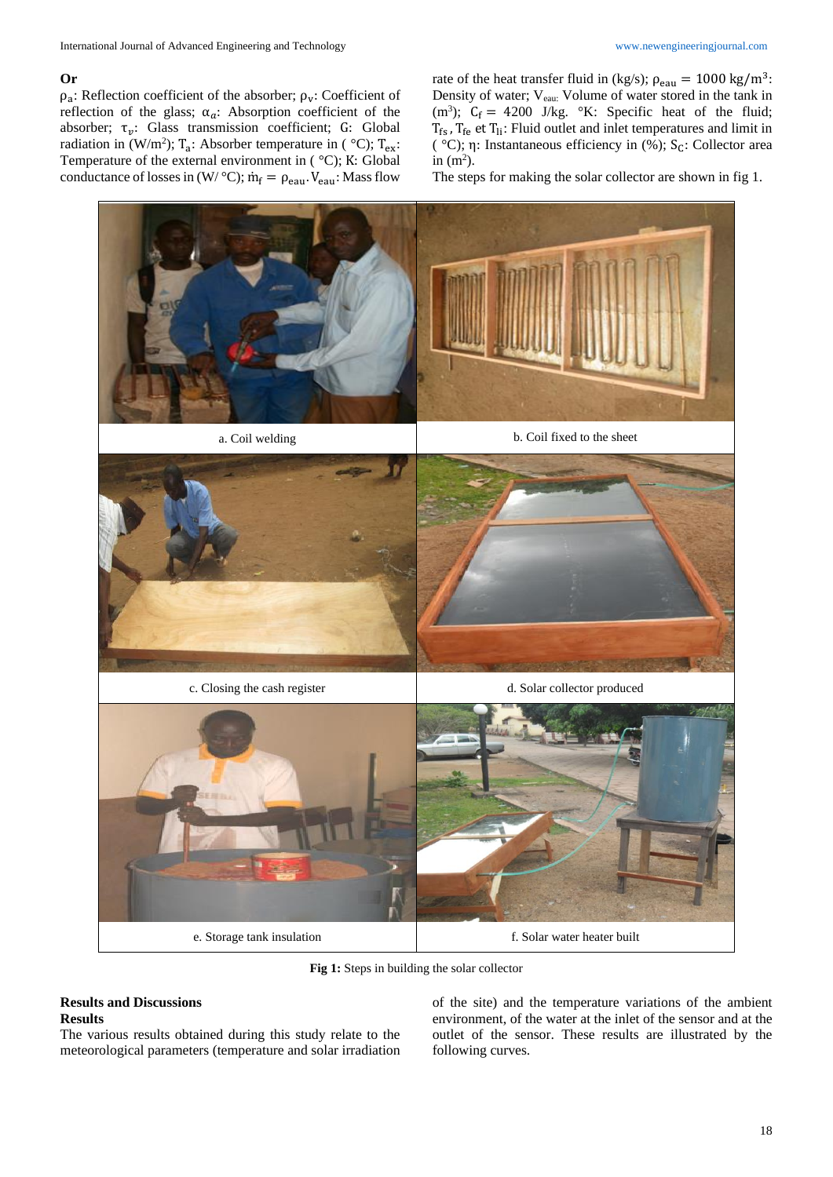**Or**

$\rho_a$: Reflection coefficient of the absorber; $\rho_v$: Coefficient of reflection of the glass; $\alpha_a$: Absorption coefficient of the absorber; $\tau_v$: Glass transmission coefficient; G: Global radiation in (W/m$^2$); $T_a$: Absorber temperature in ( °C); $T_{ex}$: Temperature of the external environment in ( °C); K: Global conductance of losses in (W/ °C); $\dot{m}_f = \rho_{eau}.V_{eau}$: Mass flow rate of the heat transfer fluid in (kg/s); $\rho_{eau} = 1000\ kg/m^3$: Density of water; $V_{eau:}$ Volume of water stored in the tank in (m$^3$); $C_f = 4200$ J/kg. °K: Specific heat of the fluid; $T_{fs}$, $T_{fe}$ et $T_{li}$: Fluid outlet and inlet temperatures and limit in ( °C); η: Instantaneous efficiency in (%); $S_C$: Collector area in (m$^2$).

The steps for making the solar collector are shown in fig 1.

a. Coil welding

b. Coil fixed to the sheet

c. Closing the cash register

d. Solar collector produced

e. Storage tank insulation

f. Solar water heater built

**Fig 1:** Steps in building the solar collector

## Results and Discussions

### Results

The various results obtained during this study relate to the meteorological parameters (temperature and solar irradiation of the site) and the temperature variations of the ambient environment, of the water at the inlet of the sensor and at the outlet of the sensor. These results are illustrated by the following curves.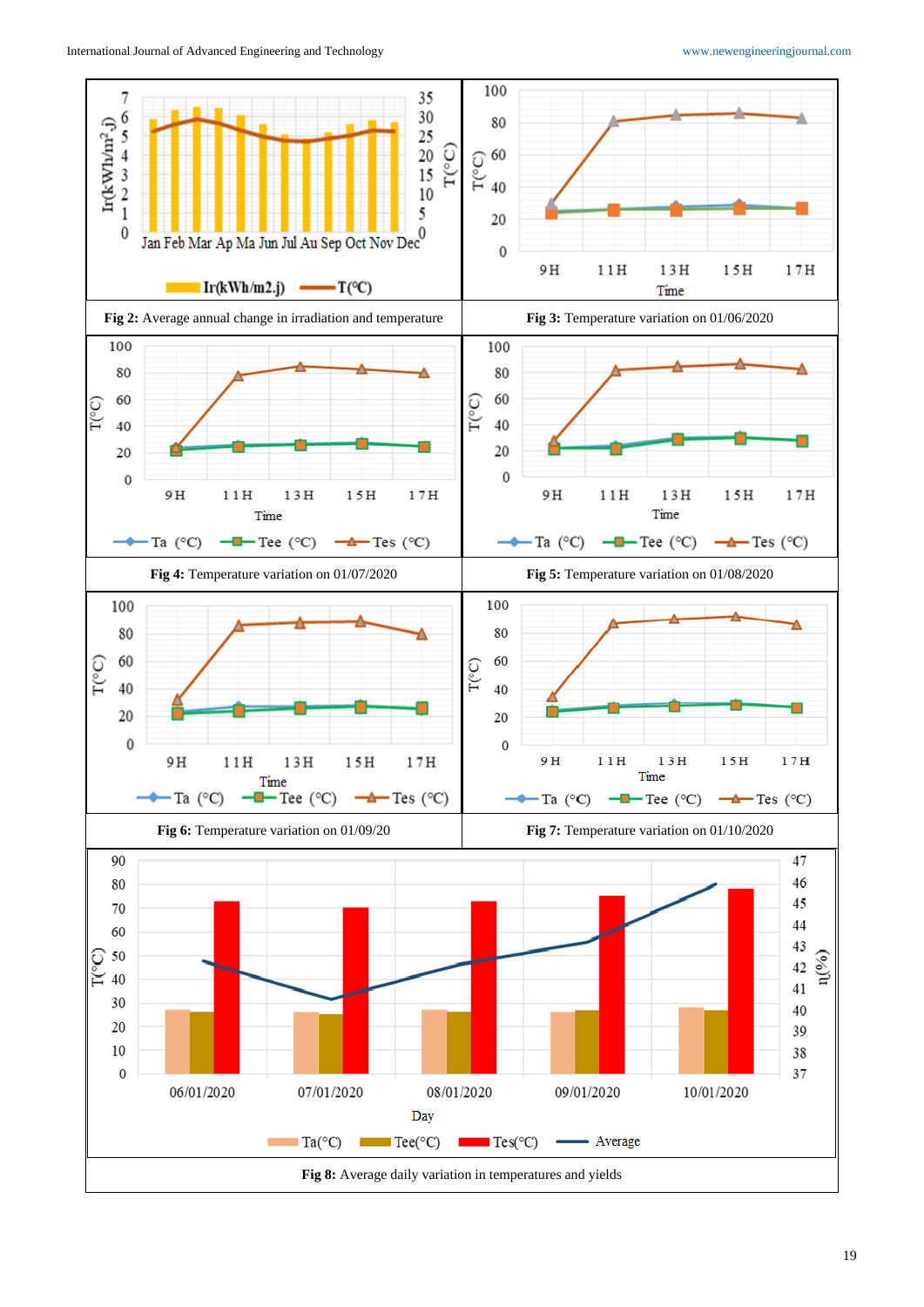Fig 2: Average annual change in irradiation and temperature

Fig 3: Temperature variation on 01/06/2020

Fig 4: Temperature variation on 01/07/2020

Fig 5: Temperature variation on 01/08/2020

Fig 6: Temperature variation on 01/09/20

Fig 7: Temperature variation on 01/10/2020

Fig 8: Average daily variation in temperatures and yields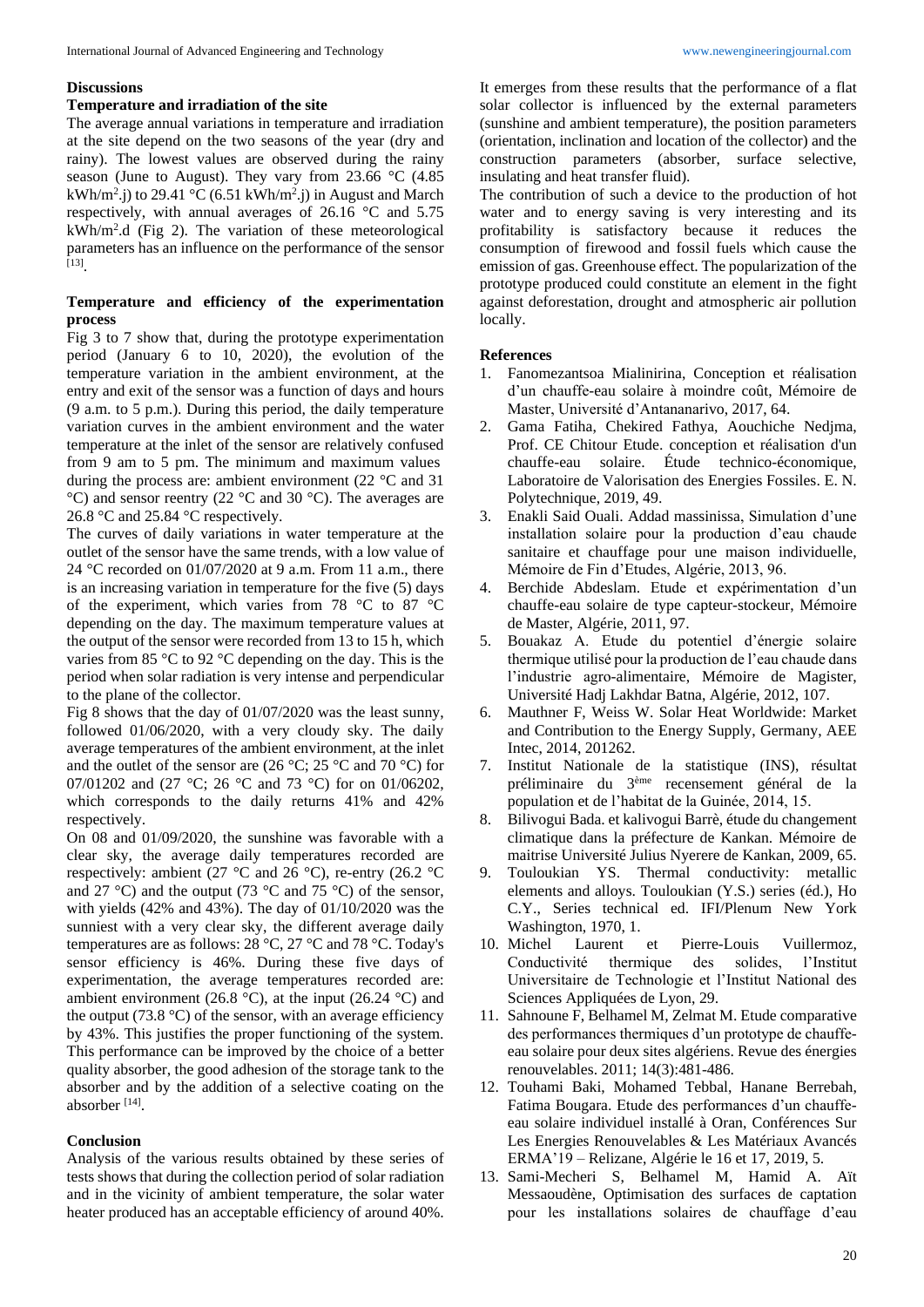## Discussions

### Temperature and irradiation of the site

The average annual variations in temperature and irradiation at the site depend on the two seasons of the year (dry and rainy). The lowest values are observed during the rainy season (June to August). They vary from 23.66 °C (4.85 kWh/m$^2$.j) to 29.41 °C (6.51 kWh/m$^2$.j) in August and March respectively, with annual averages of 26.16 °C and 5.75 kWh/m$^2$.d (Fig 2). The variation of these meteorological parameters has an influence on the performance of the sensor [13].

### Temperature and efficiency of the experimentation process

Fig 3 to 7 show that, during the prototype experimentation period (January 6 to 10, 2020), the evolution of the temperature variation in the ambient environment, at the entry and exit of the sensor was a function of days and hours (9 a.m. to 5 p.m.). During this period, the daily temperature variation curves in the ambient environment and the water temperature at the inlet of the sensor are relatively confused from 9 am to 5 pm. The minimum and maximum values during the process are: ambient environment (22 °C and 31 °C) and sensor reentry (22 °C and 30 °C). The averages are 26.8 °C and 25.84 °C respectively.

The curves of daily variations in water temperature at the outlet of the sensor have the same trends, with a low value of 24 °C recorded on 01/07/2020 at 9 a.m. From 11 a.m., there is an increasing variation in temperature for the five (5) days of the experiment, which varies from 78 °C to 87 °C depending on the day. The maximum temperature values at the output of the sensor were recorded from 13 to 15 h, which varies from 85 °C to 92 °C depending on the day. This is the period when solar radiation is very intense and perpendicular to the plane of the collector.

Fig 8 shows that the day of 01/07/2020 was the least sunny, followed 01/06/2020, with a very cloudy sky. The daily average temperatures of the ambient environment, at the inlet and the outlet of the sensor are (26 °C; 25 °C and 70 °C) for 07/01202 and (27 °C; 26 °C and 73 °C) for on 01/06202, which corresponds to the daily returns 41% and 42% respectively.

On 08 and 01/09/2020, the sunshine was favorable with a clear sky, the average daily temperatures recorded are respectively: ambient (27 °C and 26 °C), re-entry (26.2 °C and 27 °C) and the output (73 °C and 75 °C) of the sensor, with yields (42% and 43%). The day of 01/10/2020 was the sunniest with a very clear sky, the different average daily temperatures are as follows: 28 °C, 27 °C and 78 °C. Today's sensor efficiency is 46%. During these five days of experimentation, the average temperatures recorded are: ambient environment (26.8 °C), at the input (26.24 °C) and the output (73.8 °C) of the sensor, with an average efficiency by 43%. This justifies the proper functioning of the system. This performance can be improved by the choice of a better quality absorber, the good adhesion of the storage tank to the absorber and by the addition of a selective coating on the absorber [14].

## Conclusion

Analysis of the various results obtained by these series of tests shows that during the collection period of solar radiation and in the vicinity of ambient temperature, the solar water heater produced has an acceptable efficiency of around 40%.

It emerges from these results that the performance of a flat solar collector is influenced by the external parameters (sunshine and ambient temperature), the position parameters (orientation, inclination and location of the collector) and the construction parameters (absorber, surface selective, insulating and heat transfer fluid).

The contribution of such a device to the production of hot water and to energy saving is very interesting and its profitability is satisfactory because it reduces the consumption of firewood and fossil fuels which cause the emission of gas. Greenhouse effect. The popularization of the prototype produced could constitute an element in the fight against deforestation, drought and atmospheric air pollution locally.

## References

1. Fanomezantsoa Mialinirina, Conception et réalisation d'un chauffe-eau solaire à moindre coût, Mémoire de Master, Université d'Antananarivo, 2017, 64.
2. Gama Fatiha, Chekired Fathya, Aouchiche Nedjma, Prof. CE Chitour Etude. conception et réalisation d'un chauffe-eau solaire. Étude technico-économique, Laboratoire de Valorisation des Energies Fossiles. E. N. Polytechnique, 2019, 49.
3. Enakli Said Ouali. Addad massinissa, Simulation d'une installation solaire pour la production d'eau chaude sanitaire et chauffage pour une maison individuelle, Mémoire de Fin d'Etudes, Algérie, 2013, 96.
4. Berchide Abdeslam. Etude et expérimentation d'un chauffe-eau solaire de type capteur-stockeur, Mémoire de Master, Algérie, 2011, 97.
5. Bouakaz A. Etude du potentiel d'énergie solaire thermique utilisé pour la production de l'eau chaude dans l'industrie agro-alimentaire, Mémoire de Magister, Université Hadj Lakhdar Batna, Algérie, 2012, 107.
6. Mauthner F, Weiss W. Solar Heat Worldwide: Market and Contribution to the Energy Supply, Germany, AEE Intec, 2014, 201262.
7. Institut Nationale de la statistique (INS), résultat préliminaire du 3ème recensement général de la population et de l'habitat de la Guinée, 2014, 15.
8. Bilivogui Bada. et kalivogui Barrè, étude du changement climatique dans la préfecture de Kankan. Mémoire de maitrise Université Julius Nyerere de Kankan, 2009, 65.
9. Touloukian YS. Thermal conductivity: metallic elements and alloys. Touloukian (Y.S.) series (éd.), Ho C.Y., Series technical ed. IFI/Plenum New York Washington, 1970, 1.
10. Michel Laurent et Pierre-Louis Vuillermoz, Conductivité thermique des solides, l'Institut Universitaire de Technologie et l'Institut National des Sciences Appliquées de Lyon, 29.
11. Sahnoune F, Belhamel M, Zelmat M. Etude comparative des performances thermiques d'un prototype de chauffe-eau solaire pour deux sites algériens. Revue des énergies renouvelables. 2011; 14(3):481-486.
12. Touhami Baki, Mohamed Tebbal, Hanane Berrebah, Fatima Bougara. Etude des performances d'un chauffe-eau solaire individuel installé à Oran, Conférences Sur Les Energies Renouvelables & Les Matériaux Avancés ERMA'19 – Relizane, Algérie le 16 et 17, 2019, 5.
13. Sami-Mecheri S, Belhamel M, Hamid A. Aït Messaoudène, Optimisation des surfaces de captation pour les installations solaires de chauffage d'eau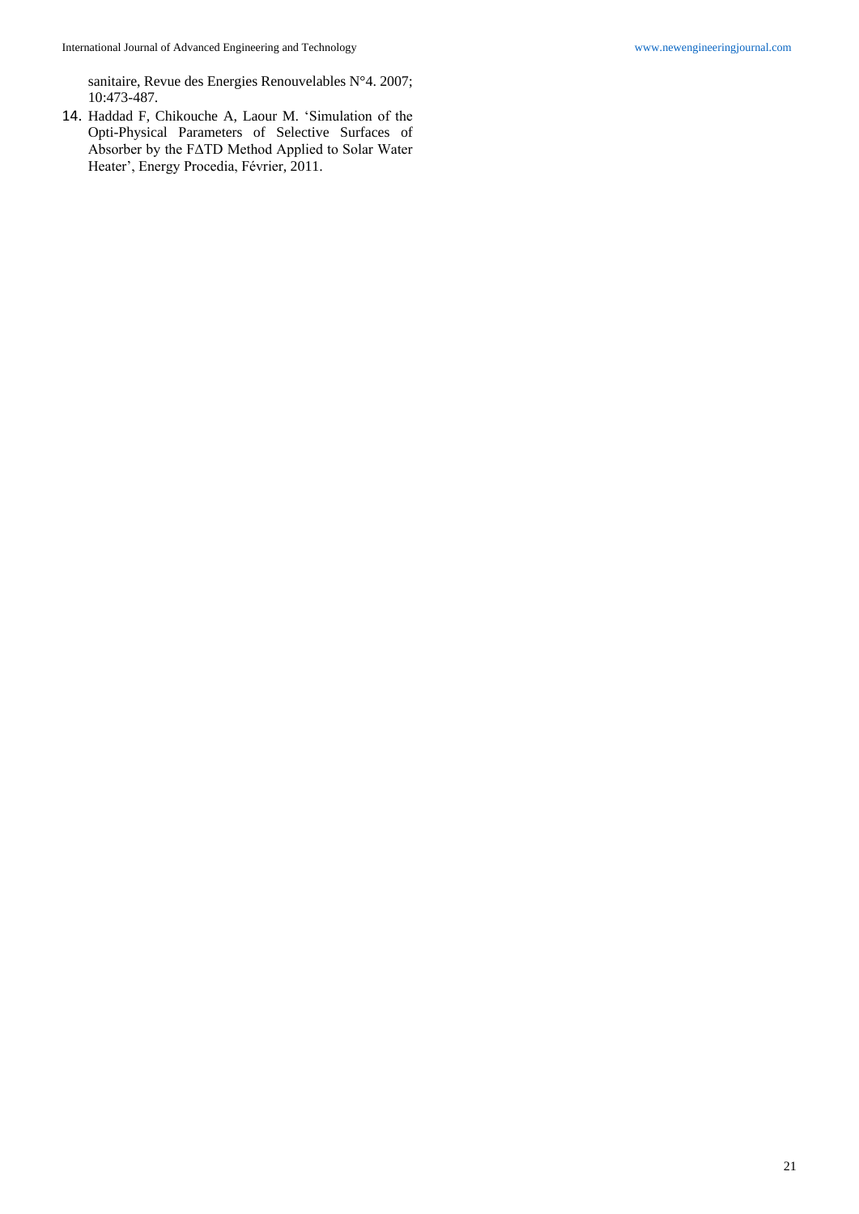sanitaire, Revue des Energies Renouvelables N°4. 2007; 10:473-487.

14. Haddad F, Chikouche A, Laour M. 'Simulation of the Opti-Physical Parameters of Selective Surfaces of Absorber by the FΔTD Method Applied to Solar Water Heater', Energy Procedia, Février, 2011.